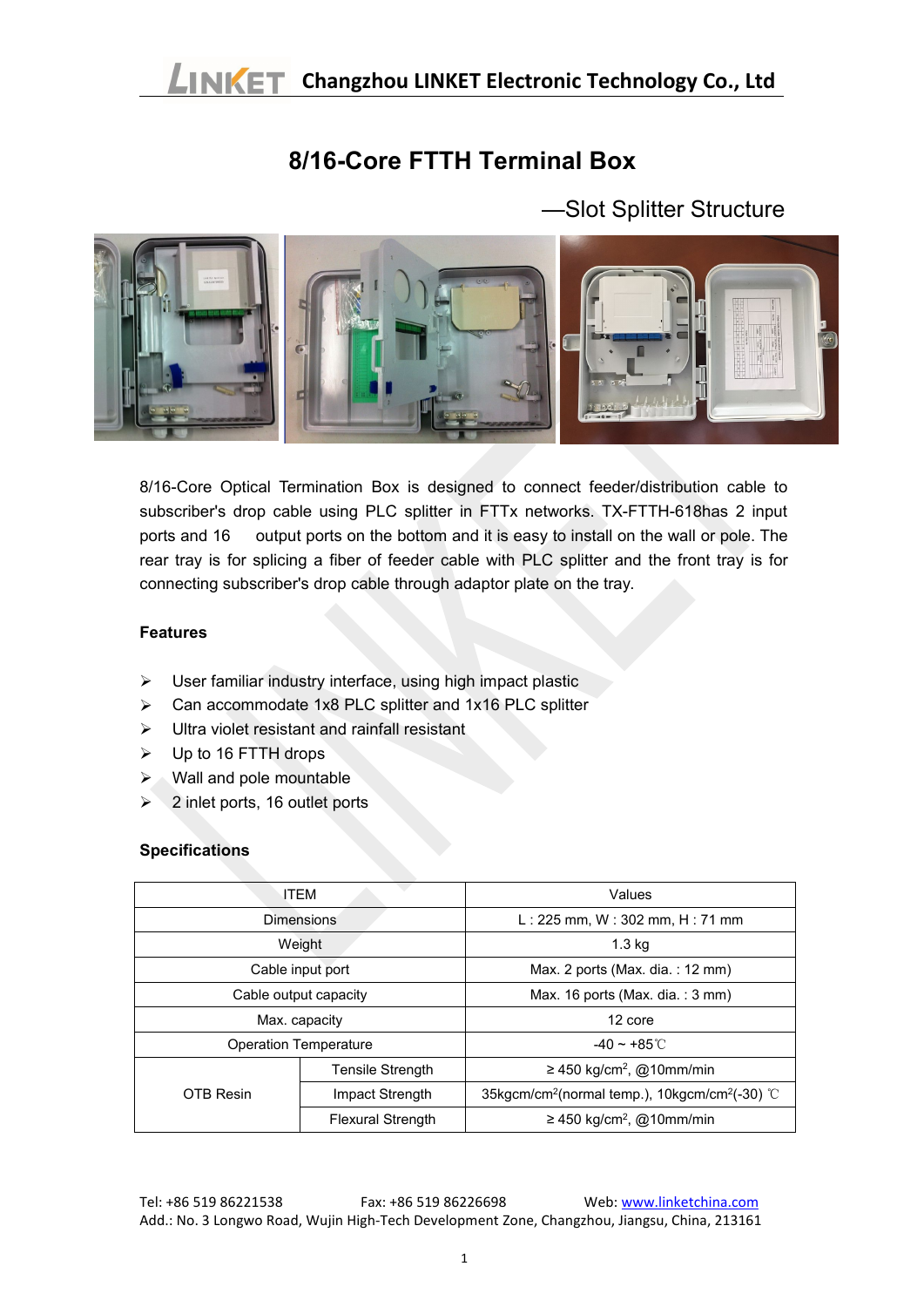# 8/16-Core FTTH Terminal Box

—Slot Splitter Structure

8/16-Core Optical Termination Box is designed to connect feeder/distribution cable to subscriber's drop cable using PLC splitter in FTTx networks. TX-FTTH-618has 2 input ports and 16 output ports on the bottom and it is easy to install on the wall or pole. The rear tray is for splicing a fiber of feeder cable with PLC splitter and the front tray is for connecting subscriber's drop cable through adaptor plate on the tray.

### Features

- User familiar industry interface, using high impact plastic
- Can accommodate 1x8 PLC splitter and 1x16 PLC splitter
- Ultra violet resistant and rainfall resistant
- Up to 16 FTTH drops
- Wall and pole mountable
- 2 inlet ports, 16 outlet ports

### Specifications

| ITEM | | Values |
|---|---|---|
| Dimensions | | L : 225 mm, W : 302 mm, H : 71 mm |
| Weight | | 1.3 kg |
| Cable input port | | Max. 2 ports (Max. dia. : 12 mm) |
| Cable output capacity | | Max. 16 ports (Max. dia. : 3 mm) |
| Max. capacity | | 12 core |
| Operation Temperature | | -40 ~ +85℃ |
| OTB Resin | Tensile Strength | ≥ 450 kg/cm$^2$, @10mm/min |
| | Impact Strength | 35kgcm/cm$^2$(normal temp.), 10kgcm/cm$^2$(-30) ℃ |
| | Flexural Strength | ≥ 450 kg/cm$^2$, @10mm/min |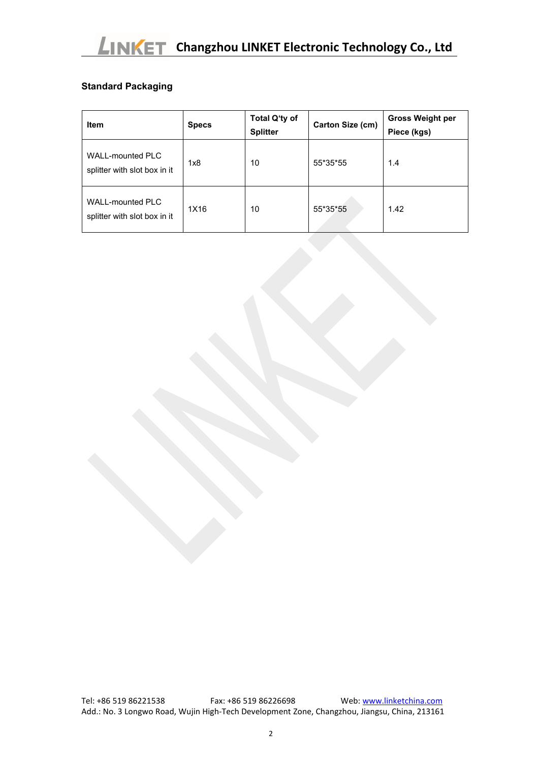## Standard Packaging

| Item | Specs | Total Q'ty of Splitter | Carton Size (cm) | Gross Weight per Piece (kgs) |
|---|---|---|---|---|
| WALL-mounted PLC splitter with slot box in it | 1x8 | 10 | 55*35*55 | 1.4 |
| WALL-mounted PLC splitter with slot box in it | 1X16 | 10 | 55*35*55 | 1.42 |